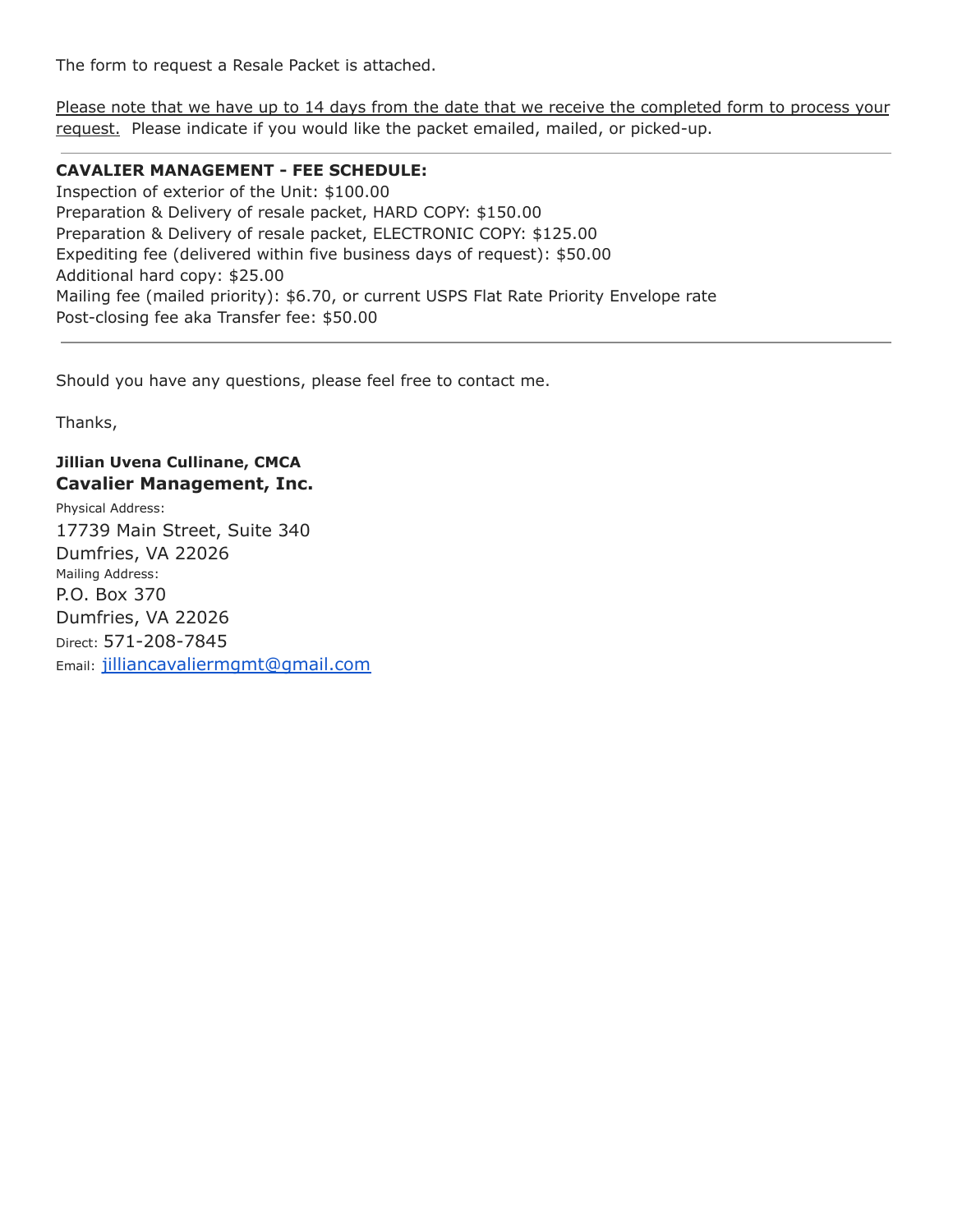The form to request a Resale Packet is attached.

<u>Please note that we have up to 14 days from the date that we receive the completed form to process your request.</u> Please indicate if you would like the packet emailed, mailed, or picked-up.

---

**CAVALIER MANAGEMENT - FEE SCHEDULE:**

Inspection of exterior of the Unit: $100.00
Preparation & Delivery of resale packet, HARD COPY: $150.00
Preparation & Delivery of resale packet, ELECTRONIC COPY: $125.00
Expediting fee (delivered within five business days of request): $50.00
Additional hard copy: $25.00
Mailing fee (mailed priority): $6.70, or current USPS Flat Rate Priority Envelope rate
Post-closing fee aka Transfer fee: $50.00

---

Should you have any questions, please feel free to contact me.

Thanks,

**Jillian Uvena Cullinane, CMCA**
**Cavalier Management, Inc.**
Physical Address:
17739 Main Street, Suite 340
Dumfries, VA 22026
Mailing Address:
P.O. Box 370
Dumfries, VA 22026
Direct: 571-208-7845
Email: jilliancavaliermgmt@gmail.com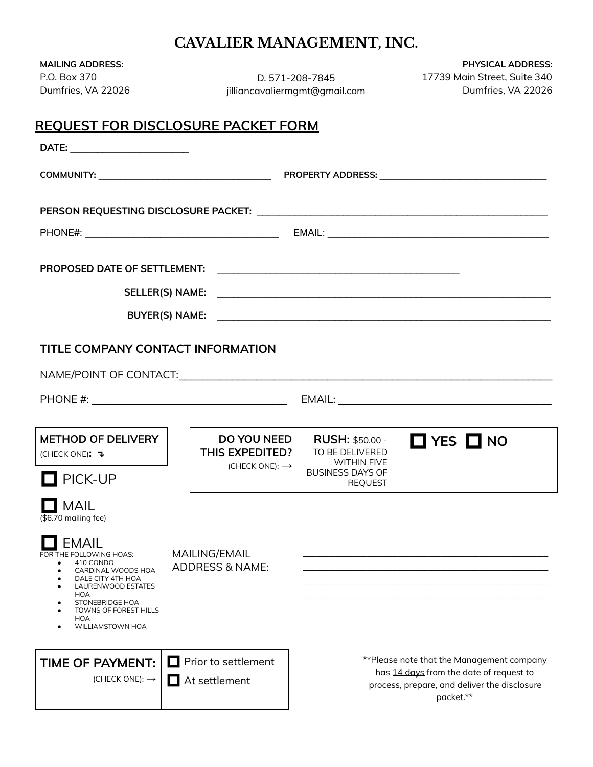# CAVALIER MANAGEMENT, INC.

**MAILING ADDRESS:**
P.O. Box 370
Dumfries, VA 22026

D. 571-208-7845
jilliancavaliermgmt@gmail.com

**PHYSICAL ADDRESS:**
17739 Main Street, Suite 340
Dumfries, VA 22026

## REQUEST FOR DISCLOSURE PACKET FORM

**DATE:** ______________________

**COMMUNITY:** ___________________________________ **PROPERTY ADDRESS:** ___________________________________

**PERSON REQUESTING DISCLOSURE PACKET:** ___________________________________________________________

PHONE#: ______________________________________ EMAIL: ___________________________________________

**PROPOSED DATE OF SETTLEMENT:** ________________________________________________

**SELLER(S) NAME:** __________________________________________________________________

**BUYER(S) NAME:** __________________________________________________________________

### TITLE COMPANY CONTACT INFORMATION

NAME/POINT OF CONTACT:_____________________________________________________________________

PHONE #: ____________________________________ EMAIL: ________________________________________

**METHOD OF DELIVERY** (CHECK ONE)**:** ↴

☐ PICK-UP

☐ MAIL
($6.70 mailing fee)

☐ EMAIL
FOR THE FOLLOWING HOAS:

- 410 CONDO
- CARDINAL WOODS HOA
- DALE CITY 4TH HOA
- LAURENWOOD ESTATES HOA
- STONEBRIDGE HOA
- TOWNS OF FOREST HILLS HOA
- WILLIAMSTOWN HOA

MAILING/EMAIL ADDRESS & NAME: ________________________________________________
________________________________________________
________________________________________________
________________________________________________

**DO YOU NEED THIS EXPEDITED?** (CHECK ONE): → **RUSH:** $50.00 - TO BE DELIVERED WITHIN FIVE BUSINESS DAYS OF REQUEST ☐ **YES** ☐ **NO**

**TIME OF PAYMENT:** (CHECK ONE): →
☐ Prior to settlement
☐ At settlement

**Please note that the Management company has 14 days from the date of request to process, prepare, and deliver the disclosure packet.**